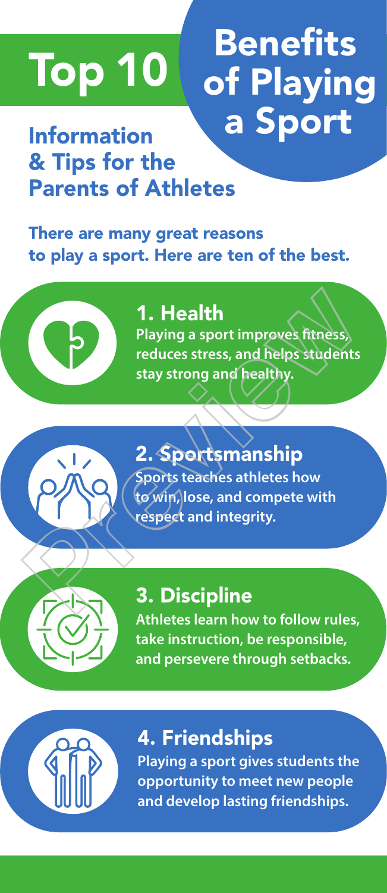# Top 10 Benefits of Playing a Sport

## Information & Tips for the Parents of Athletes

**There are many great reasons to play a sport. Here are ten of the best.**

### 1. Health

**Playing a sport improves fitness, reduces stress, and helps students stay strong and healthy.**

### 2. Sportsmanship

**Sports teaches athletes how to win, lose, and compete with respect and integrity.**

### 3. Discipline

**Athletes learn how to follow rules, take instruction, be responsible, and persevere through setbacks.**

### 4. Friendships

**Playing a sport gives students the opportunity to meet new people and develop lasting friendships.**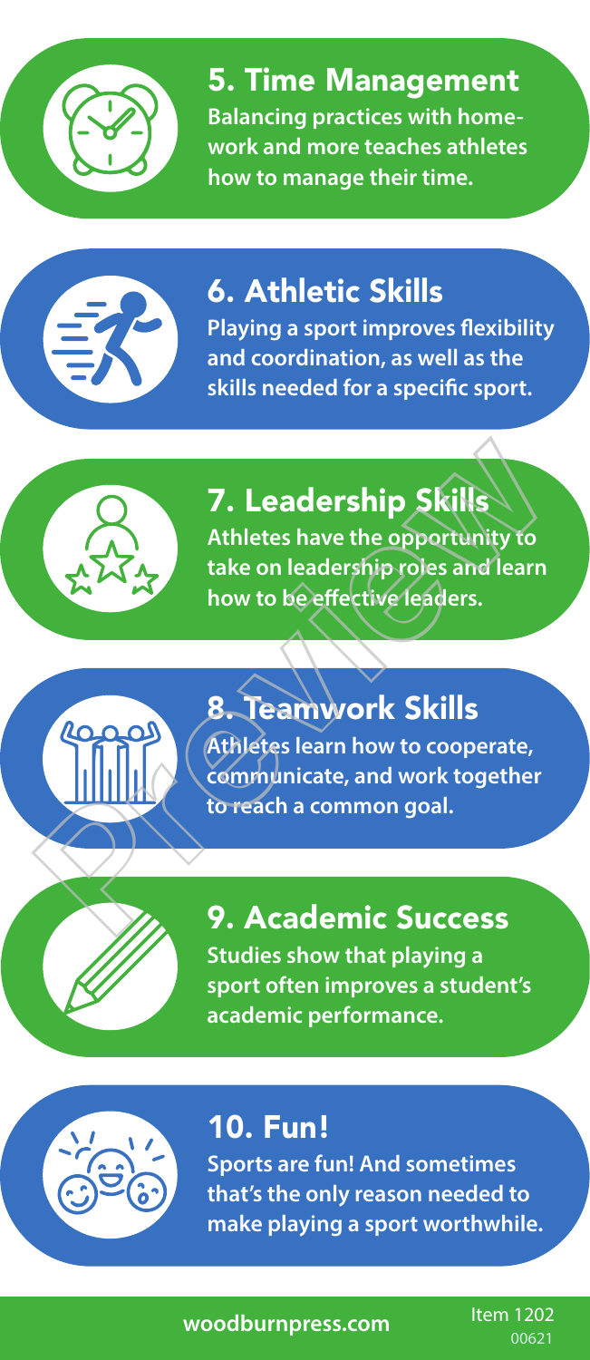## 5. Time Management

Balancing practices with homework and more teaches athletes how to manage their time.

## 6. Athletic Skills

Playing a sport improves flexibility and coordination, as well as the skills needed for a specific sport.

## 7. Leadership Skills

Athletes have the opportunity to take on leadership roles and learn how to be effective leaders.

## 8. Teamwork Skills

Athletes learn how to cooperate, communicate, and work together to reach a common goal.

## 9. Academic Success

Studies show that playing a sport often improves a student's academic performance.

## 10. Fun!

Sports are fun! And sometimes that's the only reason needed to make playing a sport worthwhile.

woodburnpress.com

Item 1202
00621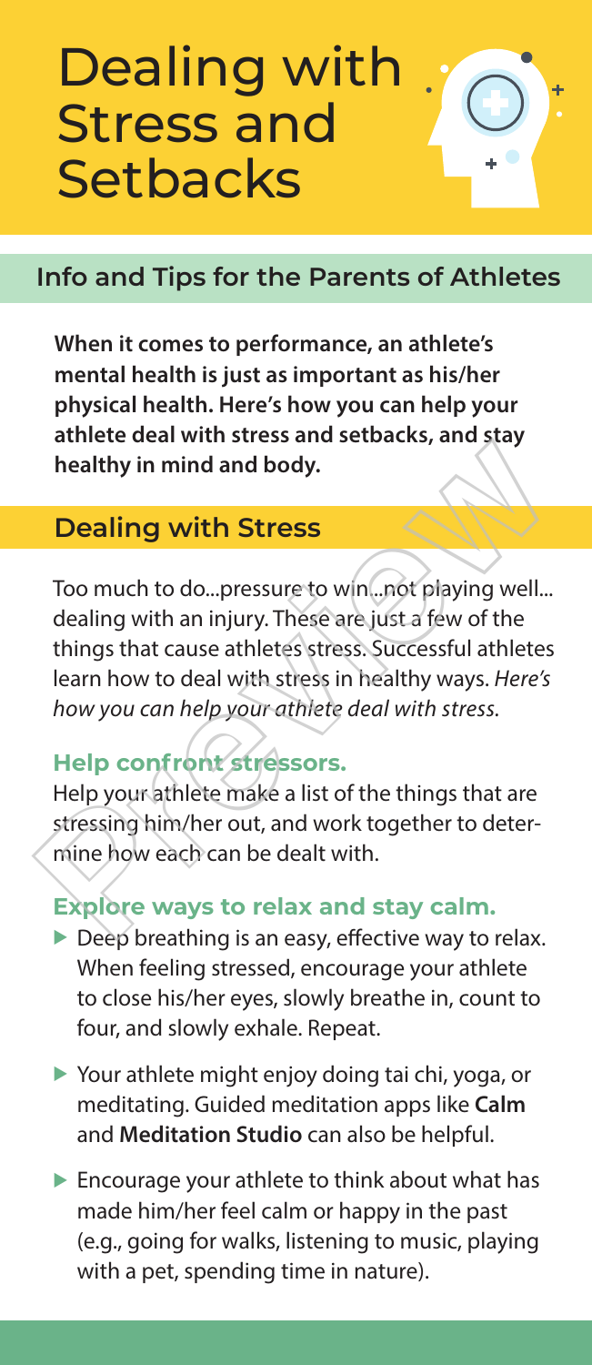# Dealing with Stress and Setbacks

## Info and Tips for the Parents of Athletes

**When it comes to performance, an athlete's mental health is just as important as his/her physical health. Here's how you can help your athlete deal with stress and setbacks, and stay healthy in mind and body.**

## Dealing with Stress

Too much to do...pressure to win...not playing well... dealing with an injury. These are just a few of the things that cause athletes stress. Successful athletes learn how to deal with stress in healthy ways. *Here's how you can help your athlete deal with stress.*

### Help confront stressors.

Help your athlete make a list of the things that are stressing him/her out, and work together to determine how each can be dealt with.

### Explore ways to relax and stay calm.

- Deep breathing is an easy, effective way to relax. When feeling stressed, encourage your athlete to close his/her eyes, slowly breathe in, count to four, and slowly exhale. Repeat.
- Your athlete might enjoy doing tai chi, yoga, or meditating. Guided meditation apps like **Calm** and **Meditation Studio** can also be helpful.
- Encourage your athlete to think about what has made him/her feel calm or happy in the past (e.g., going for walks, listening to music, playing with a pet, spending time in nature).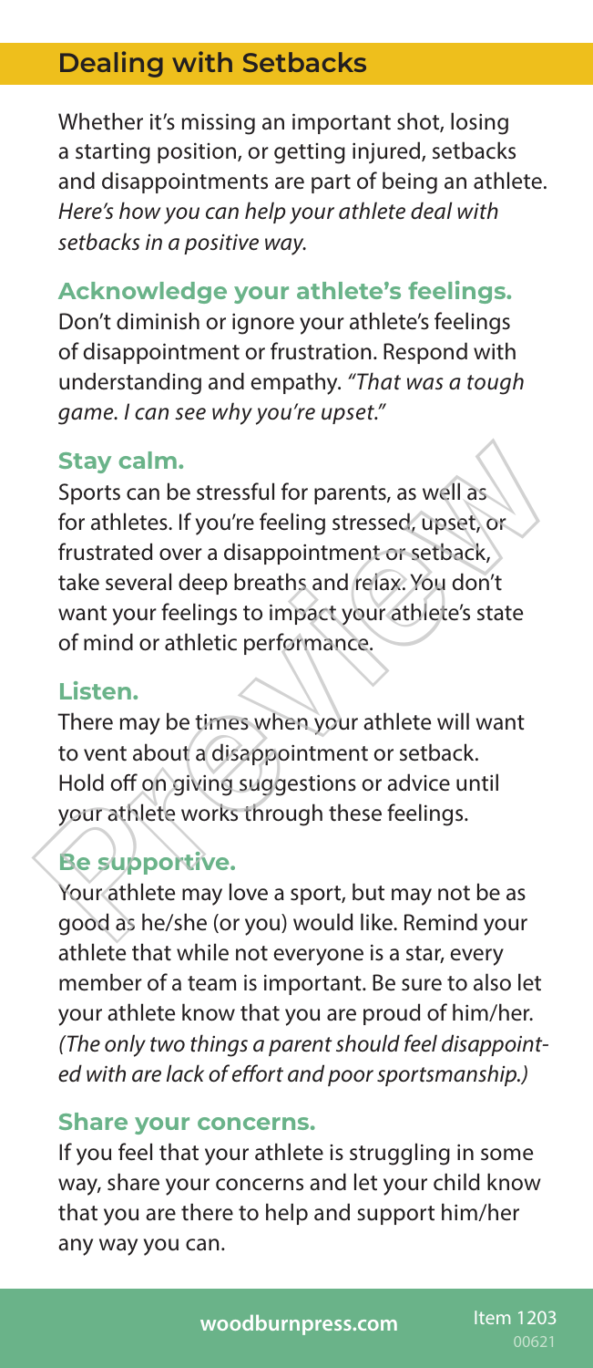## Dealing with Setbacks

Whether it's missing an important shot, losing a starting position, or getting injured, setbacks and disappointments are part of being an athlete. *Here's how you can help your athlete deal with setbacks in a positive way.*

### Acknowledge your athlete's feelings.

Don't diminish or ignore your athlete's feelings of disappointment or frustration. Respond with understanding and empathy. *"That was a tough game. I can see why you're upset."*

### Stay calm.

Sports can be stressful for parents, as well as for athletes. If you're feeling stressed, upset, or frustrated over a disappointment or setback, take several deep breaths and relax. You don't want your feelings to impact your athlete's state of mind or athletic performance.

### Listen.

There may be times when your athlete will want to vent about a disappointment or setback. Hold off on giving suggestions or advice until your athlete works through these feelings.

### Be supportive.

Your athlete may love a sport, but may not be as good as he/she (or you) would like. Remind your athlete that while not everyone is a star, every member of a team is important. Be sure to also let your athlete know that you are proud of him/her. *(The only two things a parent should feel disappointed with are lack of effort and poor sportsmanship.)*

### Share your concerns.

If you feel that your athlete is struggling in some way, share your concerns and let your child know that you are there to help and support him/her any way you can.

woodburnpress.com Item 1203 00621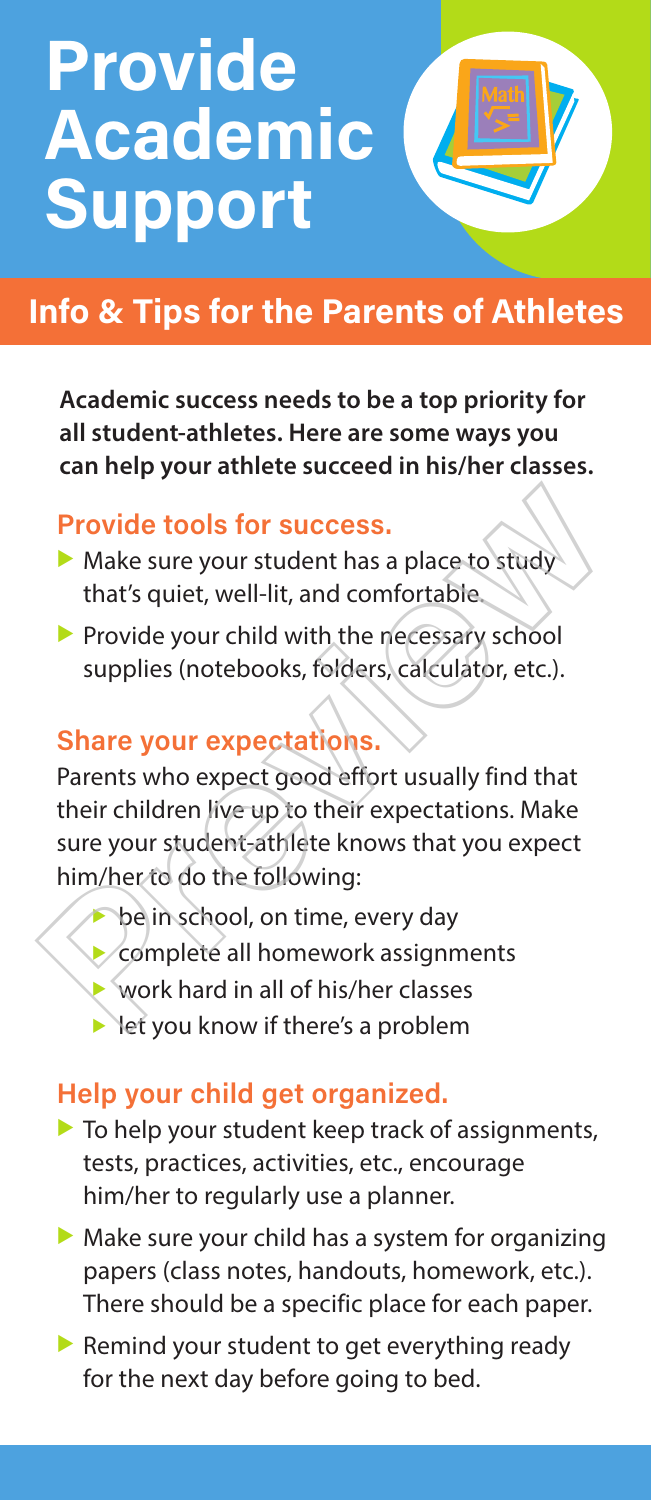# Provide Academic Support

## Info & Tips for the Parents of Athletes

**Academic success needs to be a top priority for all student-athletes. Here are some ways you can help your athlete succeed in his/her classes.**

### Provide tools for success.

- Make sure your student has a place to study that's quiet, well-lit, and comfortable.
- Provide your child with the necessary school supplies (notebooks, folders, calculator, etc.).

### Share your expectations.

Parents who expect good effort usually find that their children live up to their expectations. Make sure your student-athlete knows that you expect him/her to do the following:

- be in school, on time, every day
- complete all homework assignments
- work hard in all of his/her classes
- let you know if there's a problem

### Help your child get organized.

- To help your student keep track of assignments, tests, practices, activities, etc., encourage him/her to regularly use a planner.
- Make sure your child has a system for organizing papers (class notes, handouts, homework, etc.). There should be a specific place for each paper.
- Remind your student to get everything ready for the next day before going to bed.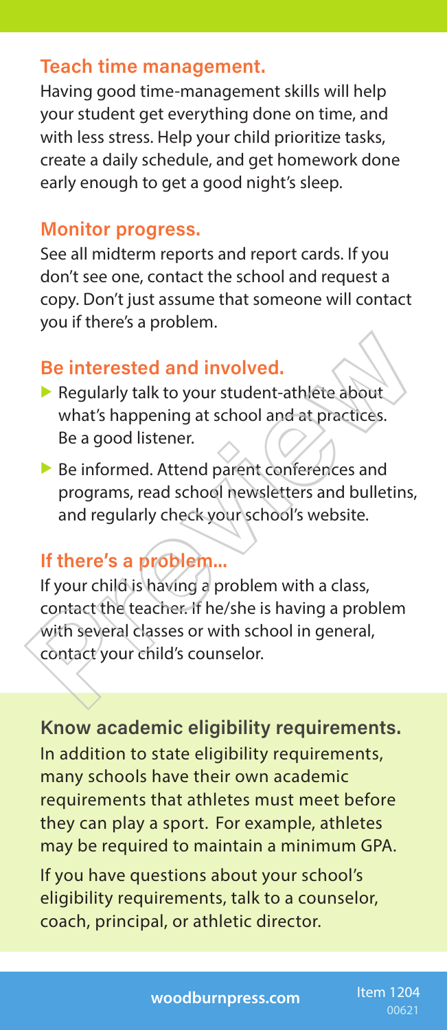## Teach time management.

Having good time-management skills will help your student get everything done on time, and with less stress. Help your child prioritize tasks, create a daily schedule, and get homework done early enough to get a good night's sleep.

## Monitor progress.

See all midterm reports and report cards. If you don't see one, contact the school and request a copy. Don't just assume that someone will contact you if there's a problem.

## Be interested and involved.

- Regularly talk to your student-athlete about what's happening at school and at practices. Be a good listener.
- Be informed. Attend parent conferences and programs, read school newsletters and bulletins, and regularly check your school's website.

## If there's a problem...

If your child is having a problem with a class, contact the teacher. If he/she is having a problem with several classes or with school in general, contact your child's counselor.

## Know academic eligibility requirements.

In addition to state eligibility requirements, many schools have their own academic requirements that athletes must meet before they can play a sport. For example, athletes may be required to maintain a minimum GPA.

If you have questions about your school's eligibility requirements, talk to a counselor, coach, principal, or athletic director.

woodburnpress.com

Item 1204

00621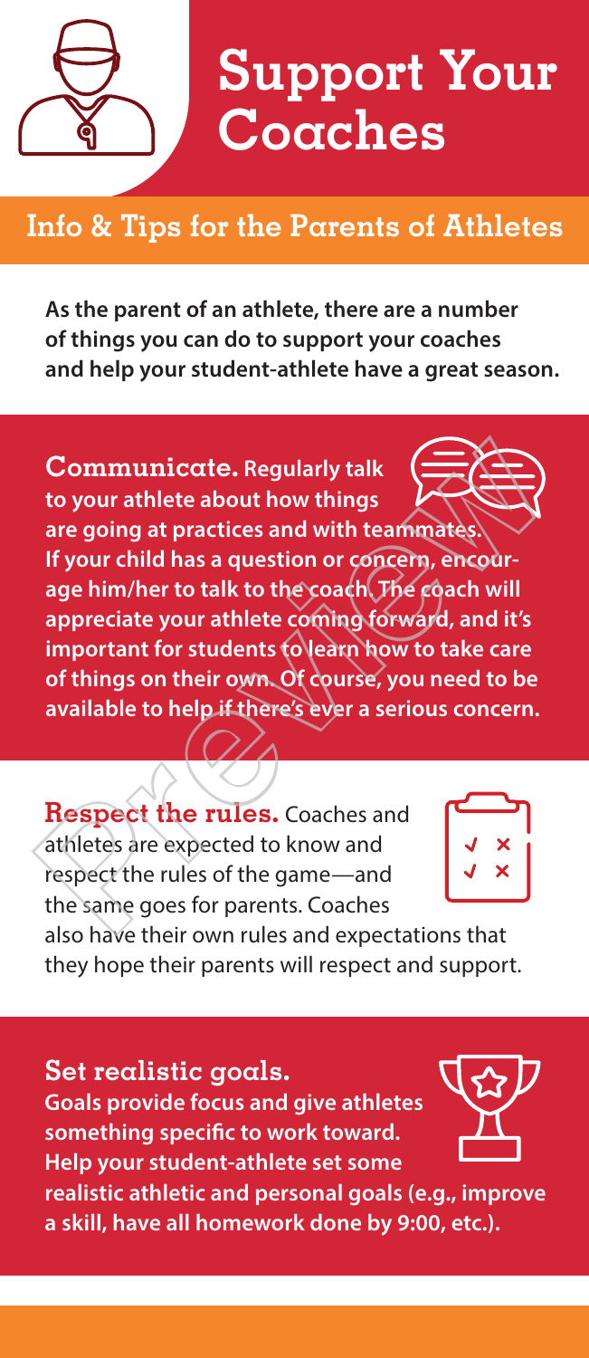# Support Your Coaches

## Info & Tips for the Parents of Athletes

**As the parent of an athlete, there are a number of things you can do to support your coaches and help your student-athlete have a great season.**

**Communicate.** **Regularly talk to your athlete about how things are going at practices and with teammates. If your child has a question or concern, encourage him/her to talk to the coach. The coach will appreciate your athlete coming forward, and it's important for students to learn how to take care of things on their own. Of course, you need to be available to help if there's ever a serious concern.**

**Respect the rules.** Coaches and athletes are expected to know and respect the rules of the game—and the same goes for parents. Coaches also have their own rules and expectations that they hope their parents will respect and support.

**Set realistic goals.**
**Goals provide focus and give athletes something specific to work toward. Help your student-athlete set some realistic athletic and personal goals (e.g., improve a skill, have all homework done by 9:00, etc.).**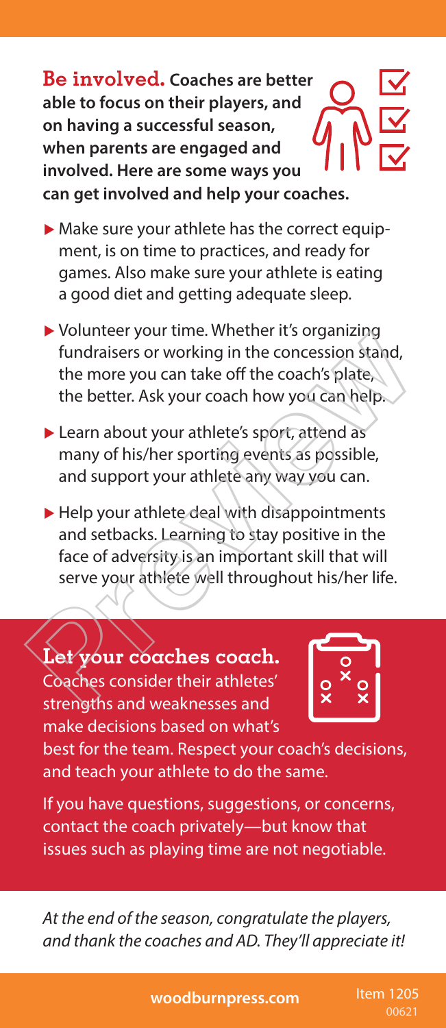**Be involved.** **Coaches are better able to focus on their players, and on having a successful season, when parents are engaged and involved. Here are some ways you can get involved and help your coaches.**

- Make sure your athlete has the correct equipment, is on time to practices, and ready for games. Also make sure your athlete is eating a good diet and getting adequate sleep.
- Volunteer your time. Whether it's organizing fundraisers or working in the concession stand, the more you can take off the coach's plate, the better. Ask your coach how you can help.
- Learn about your athlete's sport, attend as many of his/her sporting events as possible, and support your athlete any way you can.
- Help your athlete deal with disappointments and setbacks. Learning to stay positive in the face of adversity is an important skill that will serve your athlete well throughout his/her life.

**Let your coaches coach.** Coaches consider their athletes' strengths and weaknesses and make decisions based on what's best for the team. Respect your coach's decisions, and teach your athlete to do the same.

If you have questions, suggestions, or concerns, contact the coach privately—but know that issues such as playing time are not negotiable.

*At the end of the season, congratulate the players, and thank the coaches and AD. They'll appreciate it!*

**woodburnpress.com** Item 1205 00621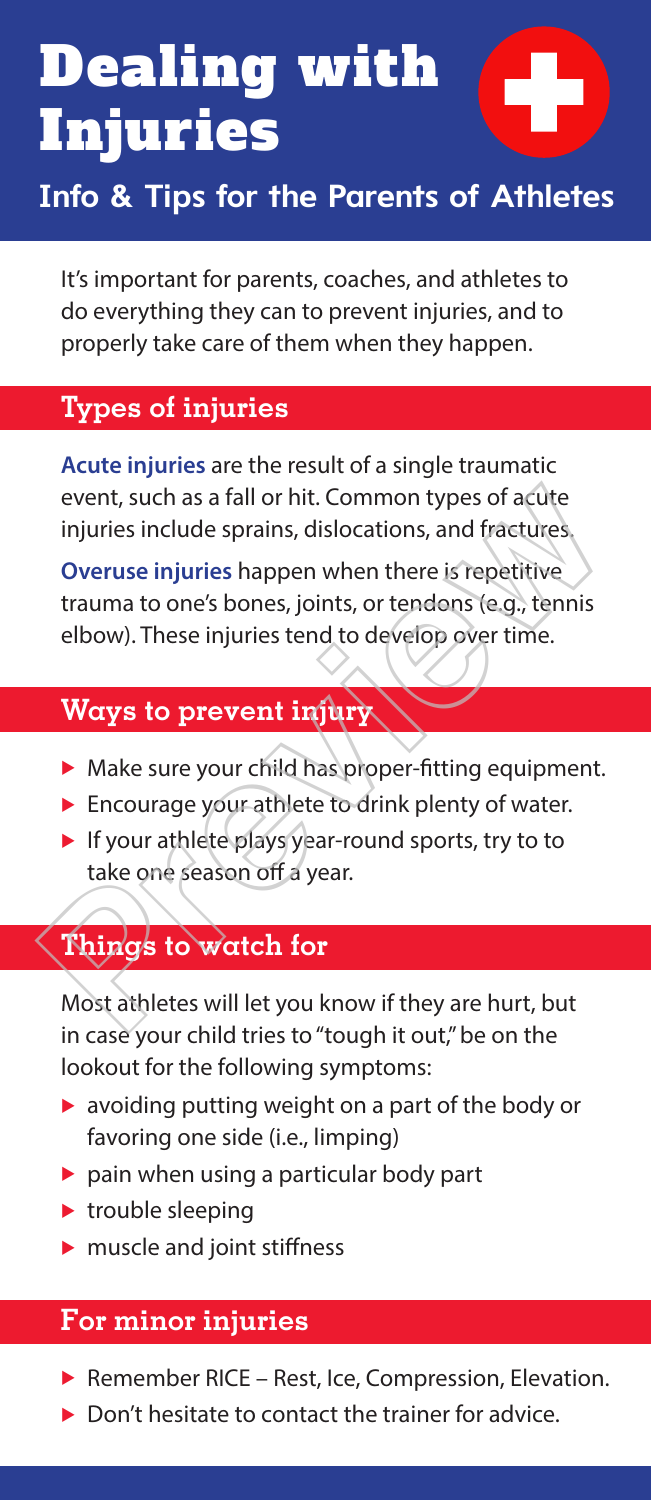# Dealing with Injuries

## Info & Tips for the Parents of Athletes

It's important for parents, coaches, and athletes to do everything they can to prevent injuries, and to properly take care of them when they happen.

### Types of injuries

**Acute injuries** are the result of a single traumatic event, such as a fall or hit. Common types of acute injuries include sprains, dislocations, and fractures.

**Overuse injuries** happen when there is repetitive trauma to one's bones, joints, or tendons (e.g., tennis elbow). These injuries tend to develop over time.

### Ways to prevent injury

- Make sure your child has proper-fitting equipment.
- Encourage your athlete to drink plenty of water.
- If your athlete plays year-round sports, try to to take one season off a year.

### Things to watch for

Most athletes will let you know if they are hurt, but in case your child tries to "tough it out," be on the lookout for the following symptoms:

- avoiding putting weight on a part of the body or favoring one side (i.e., limping)
- pain when using a particular body part
- trouble sleeping
- muscle and joint stiffness

### For minor injuries

- Remember RICE – Rest, Ice, Compression, Elevation.
- Don't hesitate to contact the trainer for advice.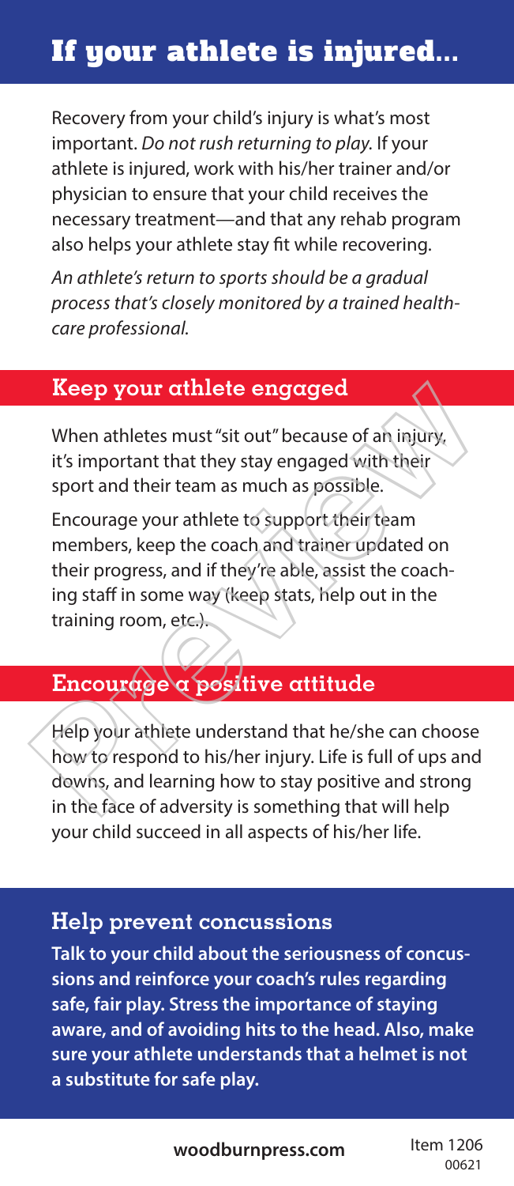# If your athlete is injured...

Recovery from your child's injury is what's most important. *Do not rush returning to play.* If your athlete is injured, work with his/her trainer and/or physician to ensure that your child receives the necessary treatment—and that any rehab program also helps your athlete stay fit while recovering.

*An athlete's return to sports should be a gradual process that's closely monitored by a trained healthcare professional.*

## Keep your athlete engaged

When athletes must "sit out" because of an injury, it's important that they stay engaged with their sport and their team as much as possible.

Encourage your athlete to support their team members, keep the coach and trainer updated on their progress, and if they're able, assist the coaching staff in some way (keep stats, help out in the training room, etc.).

## Encourage a positive attitude

Help your athlete understand that he/she can choose how to respond to his/her injury. Life is full of ups and downs, and learning how to stay positive and strong in the face of adversity is something that will help your child succeed in all aspects of his/her life.

## Help prevent concussions

**Talk to your child about the seriousness of concussions and reinforce your coach's rules regarding safe, fair play. Stress the importance of staying aware, and of avoiding hits to the head. Also, make sure your athlete understands that a helmet is not a substitute for safe play.**

**woodburnpress.com** Item 1206 00621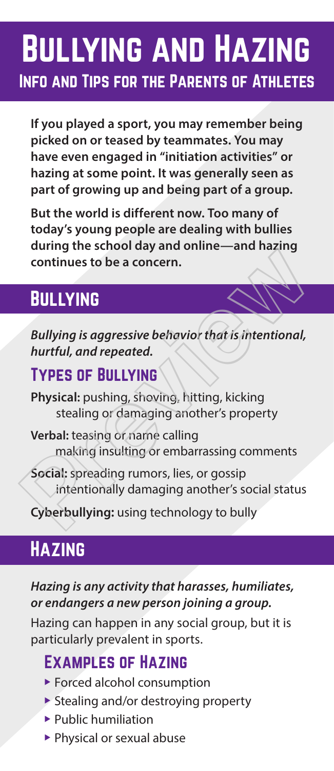# Bullying and Hazing

## Info and Tips for the Parents of Athletes

**If you played a sport, you may remember being picked on or teased by teammates. You may have even engaged in "initiation activities" or hazing at some point. It was generally seen as part of growing up and being part of a group.**

**But the world is different now. Too many of today's young people are dealing with bullies during the school day and online—and hazing continues to be a concern.**

## Bullying

***Bullying is aggressive behavior that is intentional, hurtful, and repeated.***

### Types of Bullying

**Physical:** pushing, shoving, hitting, kicking stealing or damaging another's property

**Verbal:** teasing or name calling making insulting or embarrassing comments

**Social:** spreading rumors, lies, or gossip intentionally damaging another's social status

**Cyberbullying:** using technology to bully

## Hazing

***Hazing is any activity that harasses, humiliates, or endangers a new person joining a group.***

Hazing can happen in any social group, but it is particularly prevalent in sports.

### Examples of Hazing

- Forced alcohol consumption
- Stealing and/or destroying property
- Public humiliation
- Physical or sexual abuse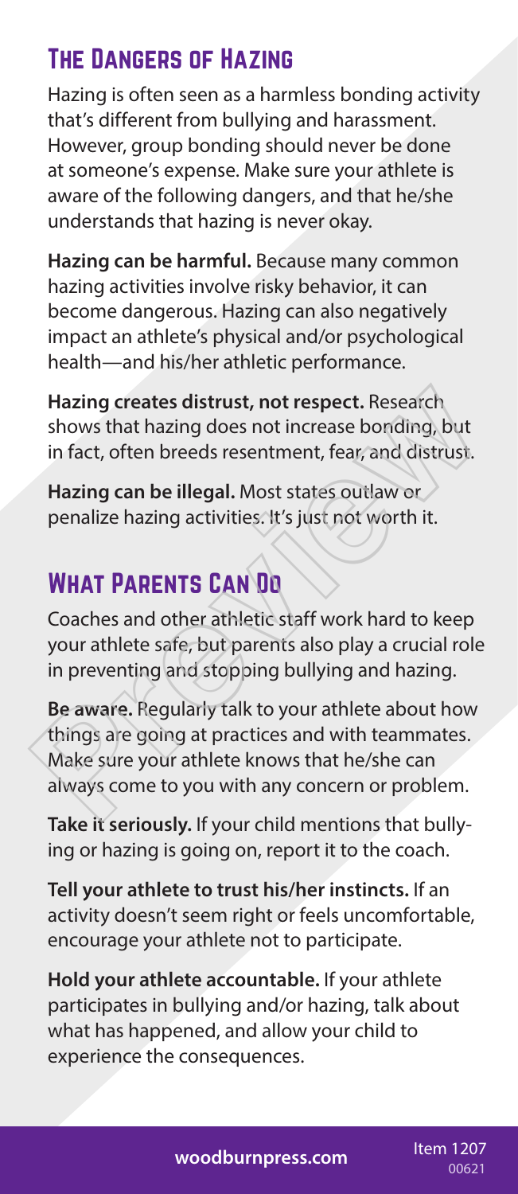## The Dangers of Hazing

Hazing is often seen as a harmless bonding activity that's different from bullying and harassment. However, group bonding should never be done at someone's expense. Make sure your athlete is aware of the following dangers, and that he/she understands that hazing is never okay.

**Hazing can be harmful.** Because many common hazing activities involve risky behavior, it can become dangerous. Hazing can also negatively impact an athlete's physical and/or psychological health—and his/her athletic performance.

**Hazing creates distrust, not respect.** Research shows that hazing does not increase bonding, but in fact, often breeds resentment, fear, and distrust.

**Hazing can be illegal.** Most states outlaw or penalize hazing activities. It's just not worth it.

## What Parents Can Do

Coaches and other athletic staff work hard to keep your athlete safe, but parents also play a crucial role in preventing and stopping bullying and hazing.

**Be aware.** Regularly talk to your athlete about how things are going at practices and with teammates. Make sure your athlete knows that he/she can always come to you with any concern or problem.

**Take it seriously.** If your child mentions that bullying or hazing is going on, report it to the coach.

**Tell your athlete to trust his/her instincts.** If an activity doesn't seem right or feels uncomfortable, encourage your athlete not to participate.

**Hold your athlete accountable.** If your athlete participates in bullying and/or hazing, talk about what has happened, and allow your child to experience the consequences.

woodburnpress.com Item 1207 00621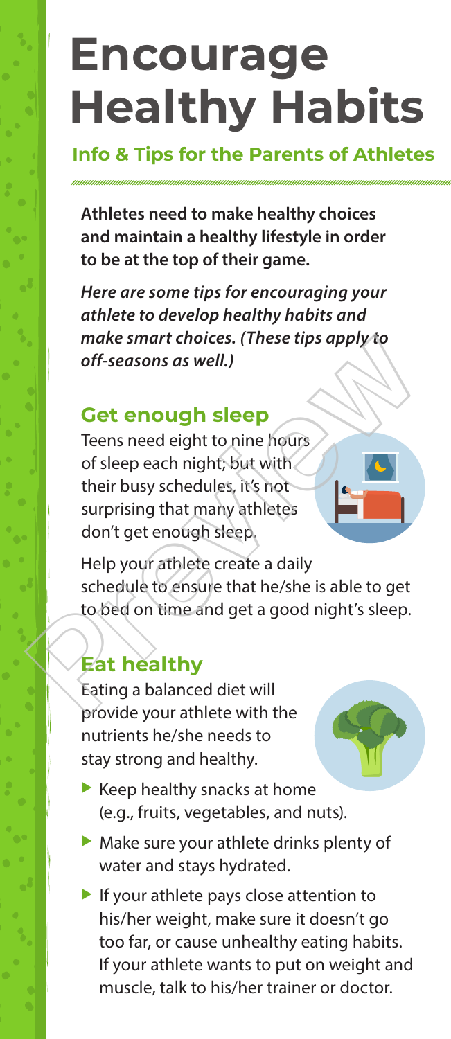# Encourage Healthy Habits

## Info & Tips for the Parents of Athletes

**Athletes need to make healthy choices and maintain a healthy lifestyle in order to be at the top of their game.**

***Here are some tips for encouraging your athlete to develop healthy habits and make smart choices. (These tips apply to off-seasons as well.)***

### Get enough sleep

Teens need eight to nine hours of sleep each night; but with their busy schedules, it's not surprising that many athletes don't get enough sleep.

Help your athlete create a daily schedule to ensure that he/she is able to get to bed on time and get a good night's sleep.

### Eat healthy

Eating a balanced diet will provide your athlete with the nutrients he/she needs to stay strong and healthy.

- Keep healthy snacks at home (e.g., fruits, vegetables, and nuts).
- Make sure your athlete drinks plenty of water and stays hydrated.
- If your athlete pays close attention to his/her weight, make sure it doesn't go too far, or cause unhealthy eating habits. If your athlete wants to put on weight and muscle, talk to his/her trainer or doctor.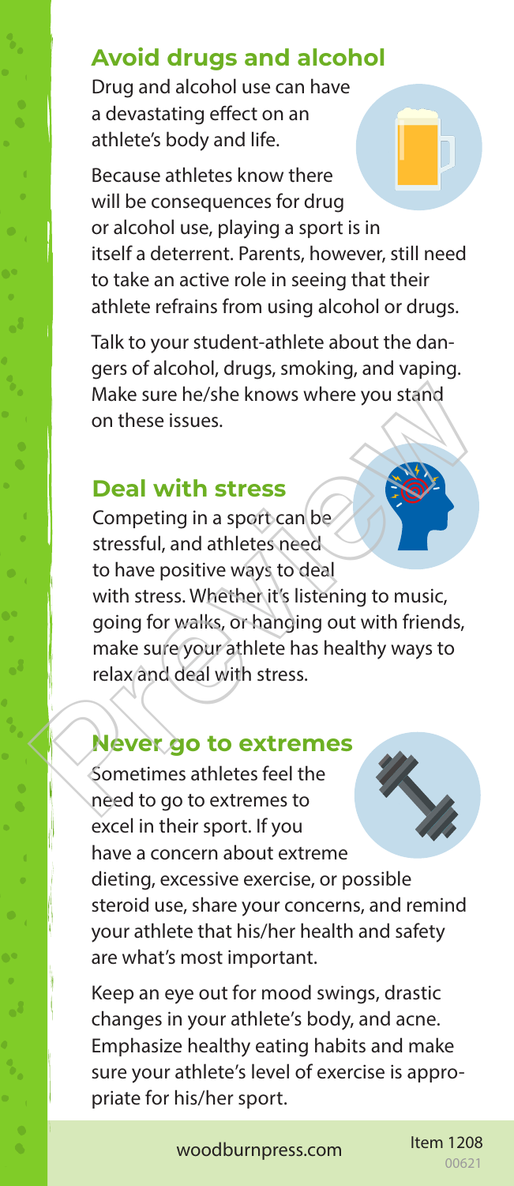## Avoid drugs and alcohol

Drug and alcohol use can have a devastating effect on an athlete's body and life.

Because athletes know there will be consequences for drug or alcohol use, playing a sport is in itself a deterrent. Parents, however, still need to take an active role in seeing that their athlete refrains from using alcohol or drugs.

Talk to your student-athlete about the dangers of alcohol, drugs, smoking, and vaping. Make sure he/she knows where you stand on these issues.

## Deal with stress

Competing in a sport can be stressful, and athletes need to have positive ways to deal with stress. Whether it's listening to music, going for walks, or hanging out with friends, make sure your athlete has healthy ways to relax and deal with stress.

## Never go to extremes

Sometimes athletes feel the need to go to extremes to excel in their sport. If you have a concern about extreme dieting, excessive exercise, or possible steroid use, share your concerns, and remind your athlete that his/her health and safety are what's most important.

Keep an eye out for mood swings, drastic changes in your athlete's body, and acne. Emphasize healthy eating habits and make sure your athlete's level of exercise is appropriate for his/her sport.

woodburnpress.com Item 1208 00621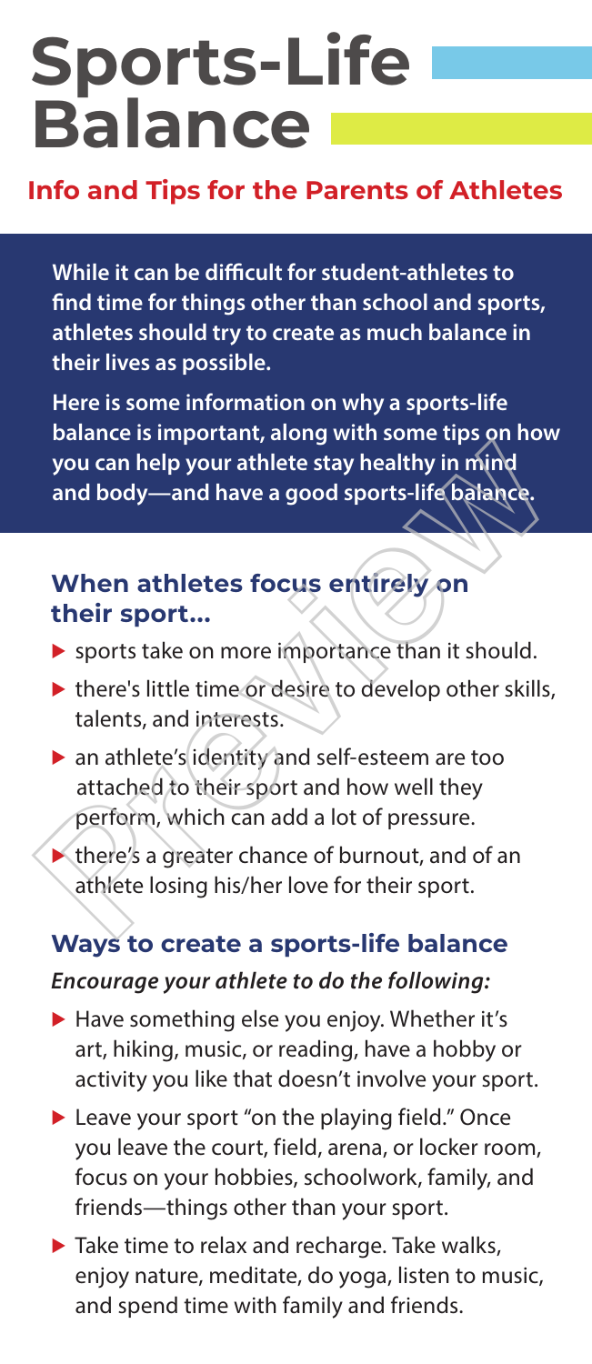# Sports-Life Balance

## Info and Tips for the Parents of Athletes

**While it can be difficult for student-athletes to find time for things other than school and sports, athletes should try to create as much balance in their lives as possible.**

**Here is some information on why a sports-life balance is important, along with some tips on how you can help your athlete stay healthy in mind and body—and have a good sports-life balance.**

### When athletes focus entirely on their sport...

- sports take on more importance than it should.
- there's little time or desire to develop other skills, talents, and interests.
- an athlete's identity and self-esteem are too attached to their sport and how well they perform, which can add a lot of pressure.
- there's a greater chance of burnout, and of an athlete losing his/her love for their sport.

### Ways to create a sports-life balance

***Encourage your athlete to do the following:***

- Have something else you enjoy. Whether it's art, hiking, music, or reading, have a hobby or activity you like that doesn't involve your sport.
- Leave your sport "on the playing field." Once you leave the court, field, arena, or locker room, focus on your hobbies, schoolwork, family, and friends—things other than your sport.
- Take time to relax and recharge. Take walks, enjoy nature, meditate, do yoga, listen to music, and spend time with family and friends.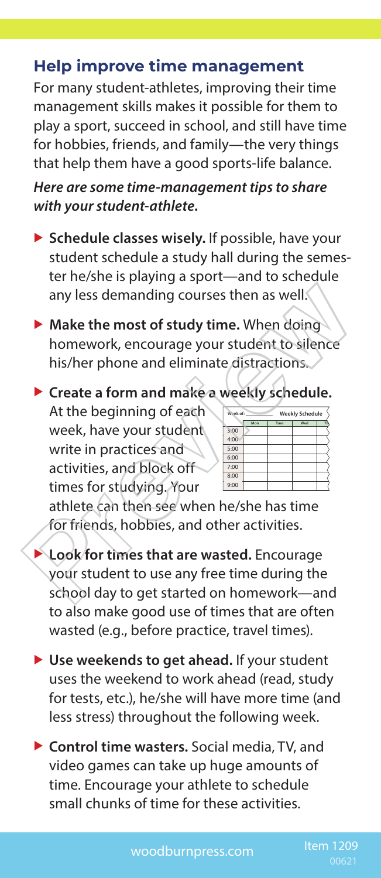## Help improve time management

For many student-athletes, improving their time management skills makes it possible for them to play a sport, succeed in school, and still have time for hobbies, friends, and family—the very things that help them have a good sports-life balance.

***Here are some time-management tips to share with your student-athlete.***

- **Schedule classes wisely.** If possible, have your student schedule a study hall during the semester he/she is playing a sport—and to schedule any less demanding courses then as well.
- **Make the most of study time.** When doing homework, encourage your student to silence his/her phone and eliminate distractions.
- **Create a form and make a weekly schedule.** At the beginning of each week, have your student write in practices and activities, and block off times for studying. Your athlete can then see when he/she has time for friends, hobbies, and other activities.

  Week of: ______ Weekly Schedule

  | | Mon | Tues | Wed | Th |
  |---|---|---|---|---|
  | 3:00 | | | | |
  | 4:00 | | | | |
  | 5:00 | | | | |
  | 6:00 | | | | |
  | 7:00 | | | | |
  | 8:00 | | | | |
  | 9:00 | | | | |

- **Look for times that are wasted.** Encourage your student to use any free time during the school day to get started on homework—and to also make good use of times that are often wasted (e.g., before practice, travel times).
- **Use weekends to get ahead.** If your student uses the weekend to work ahead (read, study for tests, etc.), he/she will have more time (and less stress) throughout the following week.
- **Control time wasters.** Social media, TV, and video games can take up huge amounts of time. Encourage your athlete to schedule small chunks of time for these activities.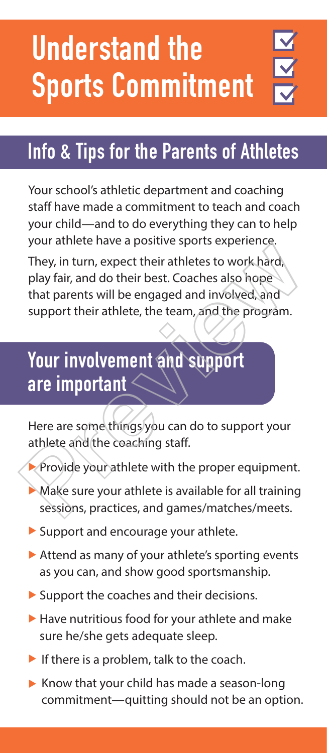# Understand the Sports Commitment

## Info & Tips for the Parents of Athletes

Your school's athletic department and coaching staff have made a commitment to teach and coach your child—and to do everything they can to help your athlete have a positive sports experience.

They, in turn, expect their athletes to work hard, play fair, and do their best. Coaches also hope that parents will be engaged and involved, and support their athlete, the team, and the program.

## Your involvement and support are important

Here are some things you can do to support your athlete and the coaching staff.

- Provide your athlete with the proper equipment.
- Make sure your athlete is available for all training sessions, practices, and games/matches/meets.
- Support and encourage your athlete.
- Attend as many of your athlete's sporting events as you can, and show good sportsmanship.
- Support the coaches and their decisions.
- Have nutritious food for your athlete and make sure he/she gets adequate sleep.
- If there is a problem, talk to the coach.
- Know that your child has made a season-long commitment—quitting should not be an option.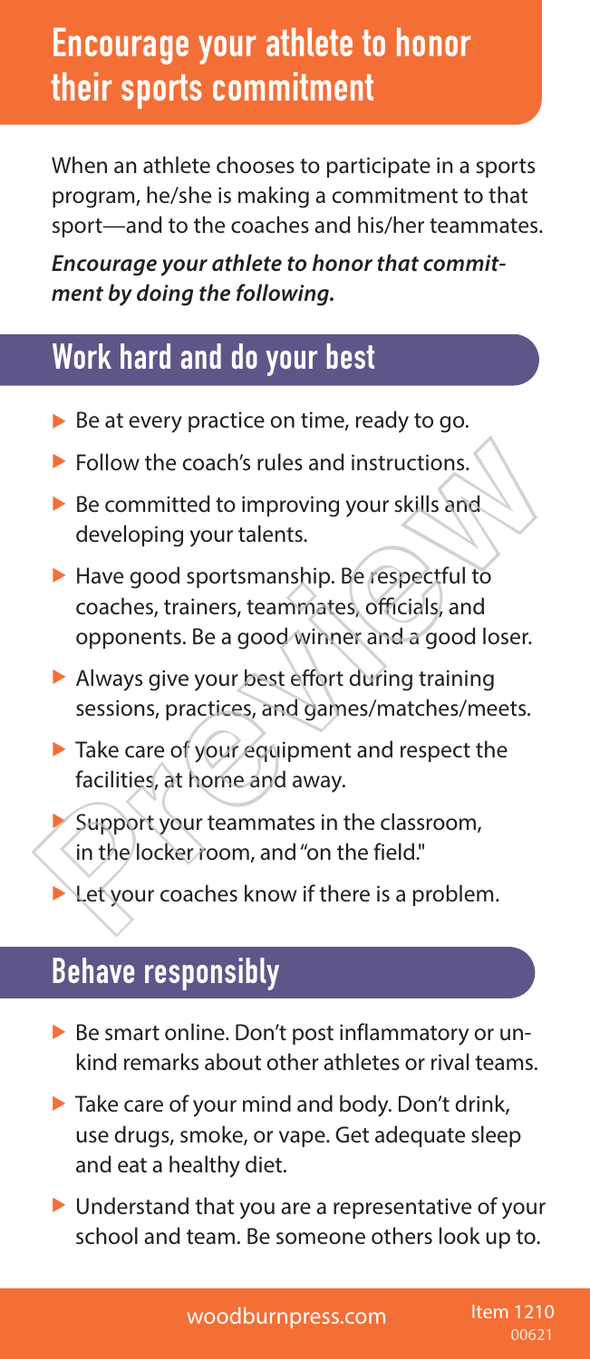# Encourage your athlete to honor their sports commitment

When an athlete chooses to participate in a sports program, he/she is making a commitment to that sport—and to the coaches and his/her teammates.

***Encourage your athlete to honor that commitment by doing the following.***

## Work hard and do your best

- Be at every practice on time, ready to go.
- Follow the coach's rules and instructions.
- Be committed to improving your skills and developing your talents.
- Have good sportsmanship. Be respectful to coaches, trainers, teammates, officials, and opponents. Be a good winner and a good loser.
- Always give your best effort during training sessions, practices, and games/matches/meets.
- Take care of your equipment and respect the facilities, at home and away.
- Support your teammates in the classroom, in the locker room, and "on the field."
- Let your coaches know if there is a problem.

## Behave responsibly

- Be smart online. Don't post inflammatory or unkind remarks about other athletes or rival teams.
- Take care of your mind and body. Don't drink, use drugs, smoke, or vape. Get adequate sleep and eat a healthy diet.
- Understand that you are a representative of your school and team. Be someone others look up to.

woodburnpress.com Item 1210 00621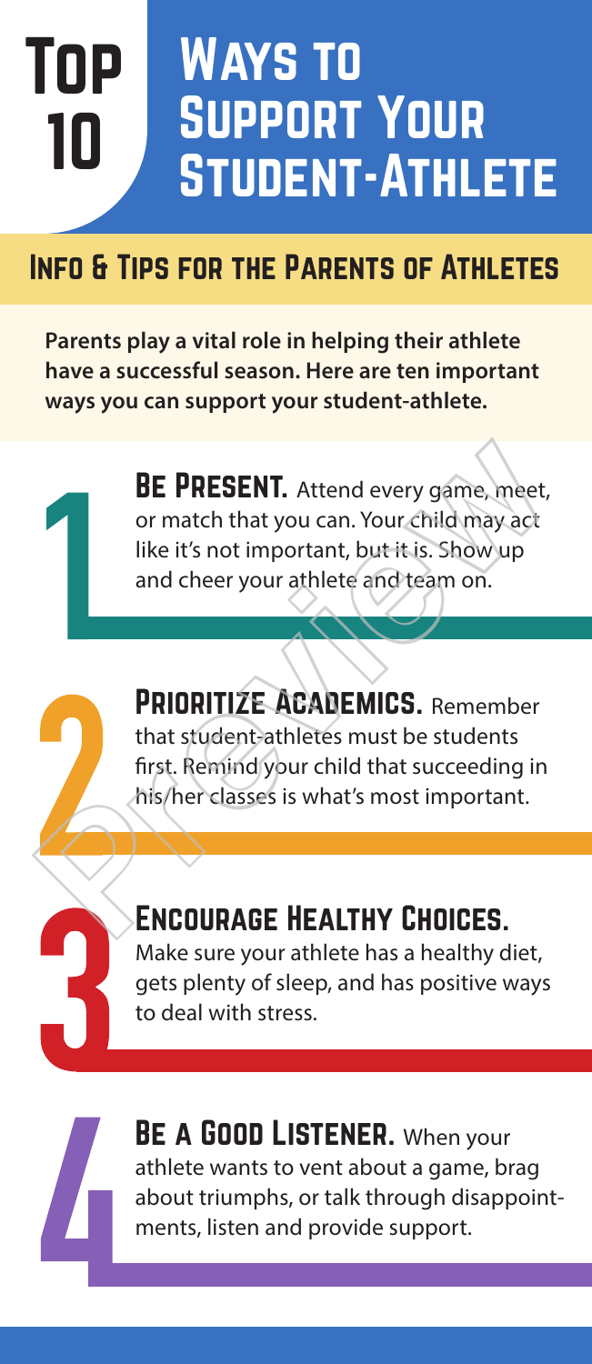# Top 10 Ways to Support Your Student-Athlete

## Info & Tips for the Parents of Athletes

**Parents play a vital role in helping their athlete have a successful season. Here are ten important ways you can support your student-athlete.**

1. **Be Present.** Attend every game, meet, or match that you can. Your child may act like it's not important, but it is. Show up and cheer your athlete and team on.

2. **Prioritize Academics.** Remember that student-athletes must be students first. Remind your child that succeeding in his/her classes is what's most important.

3. **Encourage Healthy Choices.** Make sure your athlete has a healthy diet, gets plenty of sleep, and has positive ways to deal with stress.

4. **Be a Good Listener.** When your athlete wants to vent about a game, brag about triumphs, or talk through disappointments, listen and provide support.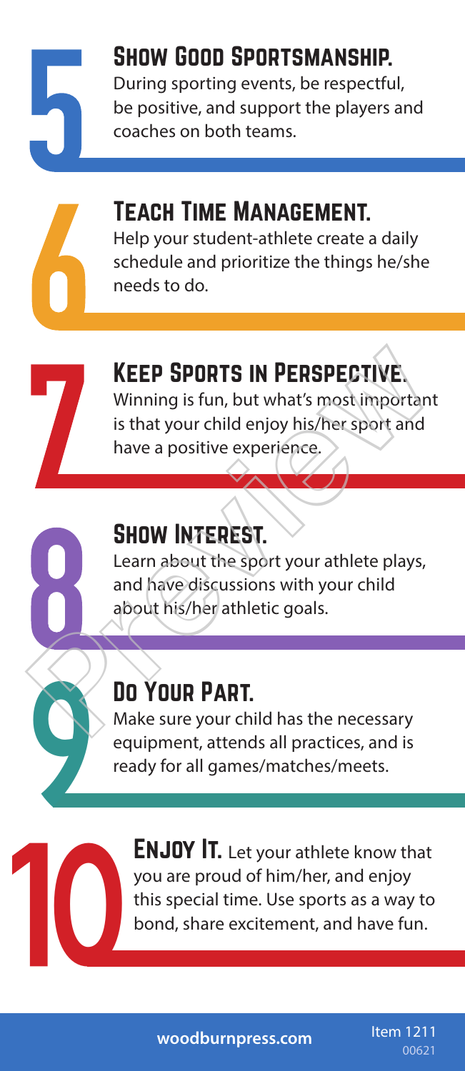## 5. Show Good Sportsmanship.

During sporting events, be respectful, be positive, and support the players and coaches on both teams.

## 6. Teach Time Management.

Help your student-athlete create a daily schedule and prioritize the things he/she needs to do.

## 7. Keep Sports in Perspective.

Winning is fun, but what's most important is that your child enjoy his/her sport and have a positive experience.

## 8. Show Interest.

Learn about the sport your athlete plays, and have discussions with your child about his/her athletic goals.

## 9. Do Your Part.

Make sure your child has the necessary equipment, attends all practices, and is ready for all games/matches/meets.

## 10. Enjoy It.

Let your athlete know that you are proud of him/her, and enjoy this special time. Use sports as a way to bond, share excitement, and have fun.

woodburnpress.com

Item 1211
00621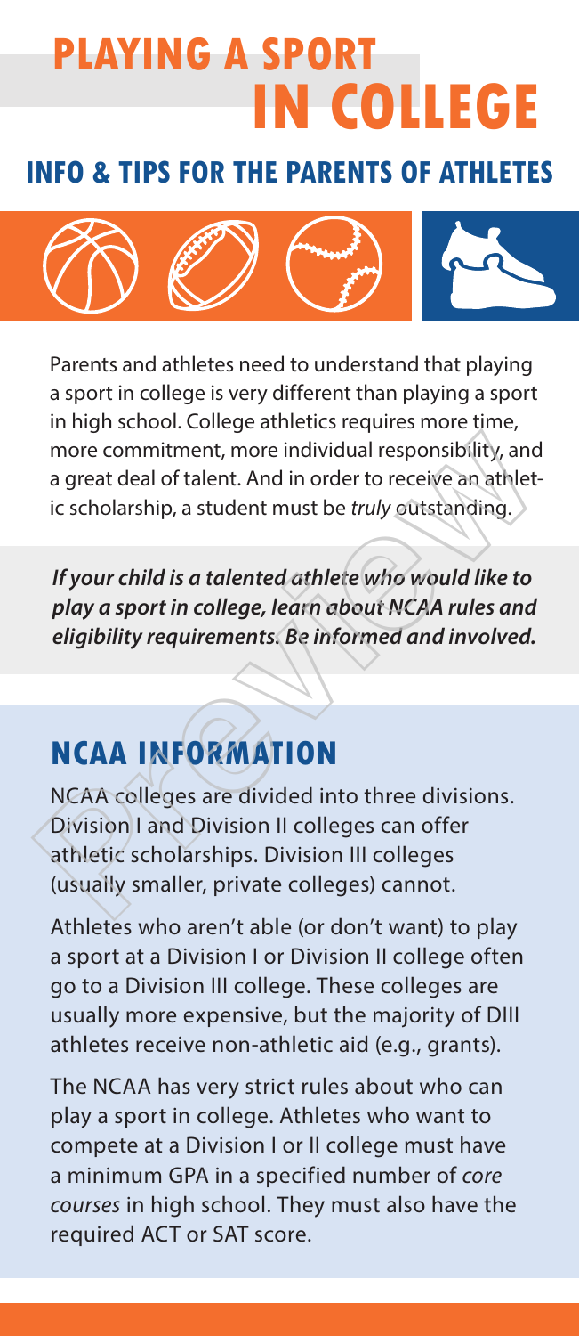# PLAYING A SPORT IN COLLEGE

## INFO & TIPS FOR THE PARENTS OF ATHLETES

Parents and athletes need to understand that playing a sport in college is very different than playing a sport in high school. College athletics requires more time, more commitment, more individual responsibility, and a great deal of talent. And in order to receive an athletic scholarship, a student must be *truly* outstanding.

***If your child is a talented athlete who would like to play a sport in college, learn about NCAA rules and eligibility requirements. Be informed and involved.***

## NCAA INFORMATION

NCAA colleges are divided into three divisions. Division I and Division II colleges can offer athletic scholarships. Division III colleges (usually smaller, private colleges) cannot.

Athletes who aren't able (or don't want) to play a sport at a Division I or Division II college often go to a Division III college. These colleges are usually more expensive, but the majority of DIII athletes receive non-athletic aid (e.g., grants).

The NCAA has very strict rules about who can play a sport in college. Athletes who want to compete at a Division I or II college must have a minimum GPA in a specified number of *core courses* in high school. They must also have the required ACT or SAT score.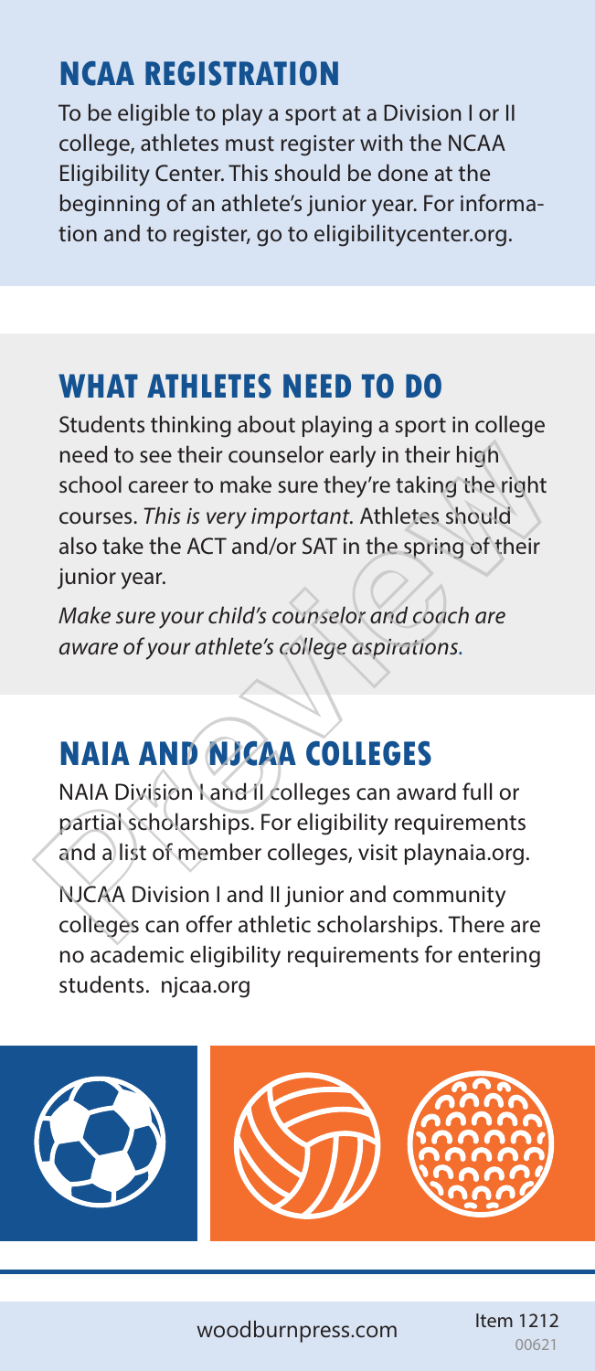## NCAA REGISTRATION

To be eligible to play a sport at a Division I or II college, athletes must register with the NCAA Eligibility Center. This should be done at the beginning of an athlete's junior year. For information and to register, go to eligibilitycenter.org.

## WHAT ATHLETES NEED TO DO

Students thinking about playing a sport in college need to see their counselor early in their high school career to make sure they're taking the right courses. *This is very important.* Athletes should also take the ACT and/or SAT in the spring of their junior year.

*Make sure your child's counselor and coach are aware of your athlete's college aspirations.*

## NAIA AND NJCAA COLLEGES

NAIA Division I and II colleges can award full or partial scholarships. For eligibility requirements and a list of member colleges, visit playnaia.org.

NJCAA Division I and II junior and community colleges can offer athletic scholarships. There are no academic eligibility requirements for entering students. njcaa.org

woodburnpress.com Item 1212 00621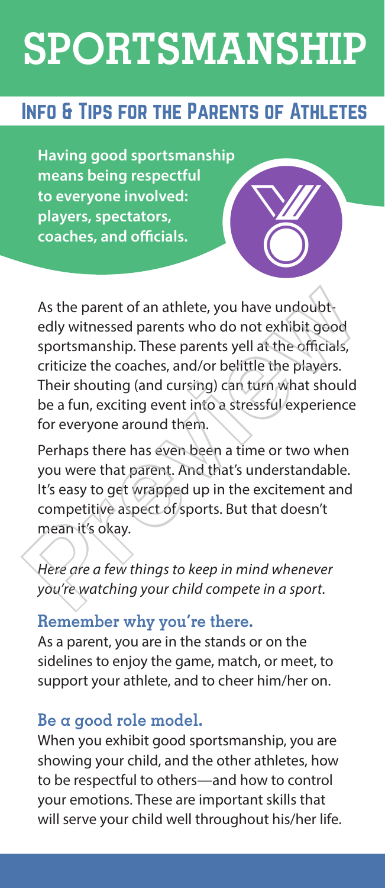# SPORTSMANSHIP

## Info & Tips for the Parents of Athletes

**Having good sportsmanship means being respectful to everyone involved: players, spectators, coaches, and officials.**

As the parent of an athlete, you have undoubtedly witnessed parents who do not exhibit good sportsmanship. These parents yell at the officials, criticize the coaches, and/or belittle the players. Their shouting (and cursing) can turn what should be a fun, exciting event into a stressful experience for everyone around them.

Perhaps there has even been a time or two when you were that parent. And that's understandable. It's easy to get wrapped up in the excitement and competitive aspect of sports. But that doesn't mean it's okay.

*Here are a few things to keep in mind whenever you're watching your child compete in a sport.*

### Remember why you're there.

As a parent, you are in the stands or on the sidelines to enjoy the game, match, or meet, to support your athlete, and to cheer him/her on.

### Be a good role model.

When you exhibit good sportsmanship, you are showing your child, and the other athletes, how to be respectful to others—and how to control your emotions. These are important skills that will serve your child well throughout his/her life.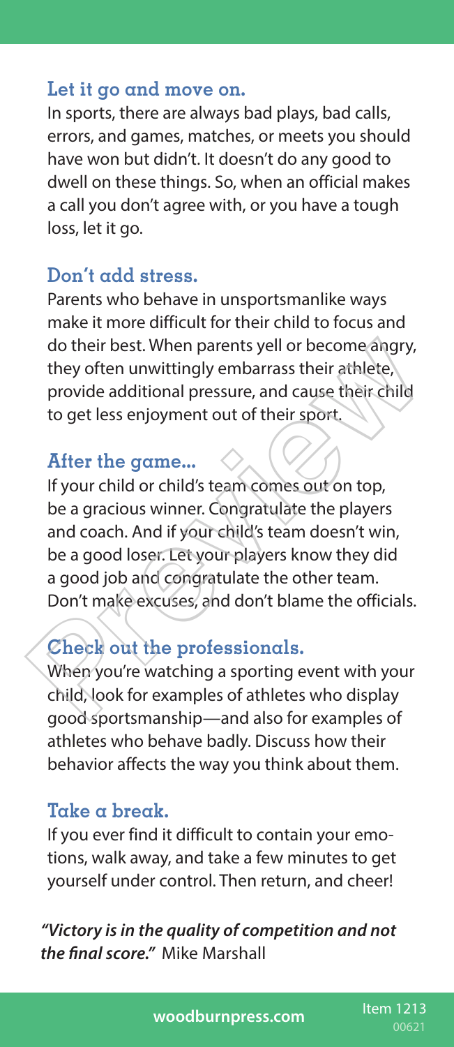## Let it go and move on.

In sports, there are always bad plays, bad calls, errors, and games, matches, or meets you should have won but didn't. It doesn't do any good to dwell on these things. So, when an official makes a call you don't agree with, or you have a tough loss, let it go.

## Don't add stress.

Parents who behave in unsportsmanlike ways make it more difficult for their child to focus and do their best. When parents yell or become angry, they often unwittingly embarrass their athlete, provide additional pressure, and cause their child to get less enjoyment out of their sport.

## After the game...

If your child or child's team comes out on top, be a gracious winner. Congratulate the players and coach. And if your child's team doesn't win, be a good loser. Let your players know they did a good job and congratulate the other team. Don't make excuses, and don't blame the officials.

## Check out the professionals.

When you're watching a sporting event with your child, look for examples of athletes who display good sportsmanship—and also for examples of athletes who behave badly. Discuss how their behavior affects the way you think about them.

## Take a break.

If you ever find it difficult to contain your emotions, walk away, and take a few minutes to get yourself under control. Then return, and cheer!

***"Victory is in the quality of competition and not the final score."*** Mike Marshall

**woodburnpress.com** Item 1213 00621